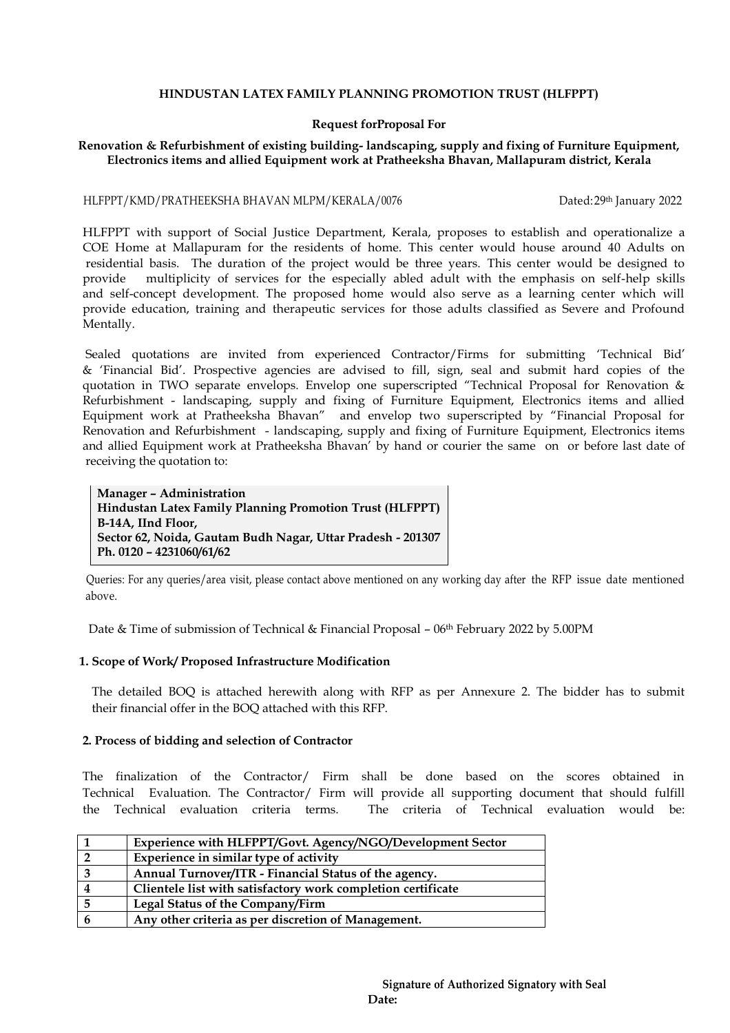**HINDUSTAN LATEX FAMILY PLANNING PROMOTION TRUST (HLFPPT)**

**Request forProposal For**

**Renovation & Refurbishment of existing building- landscaping, supply and fixing of Furniture Equipment, Electronics items and allied Equipment work at Pratheeksha Bhavan, Mallapuram district, Kerala**

HLFPPT/KMD/PRATHEEKSHA BHAVAN MLPM/KERALA/0076 Dated:29th January 2022

HLFPPT with support of Social Justice Department, Kerala, proposes to establish and operationalize a COE Home at Mallapuram for the residents of home. This center would house around 40 Adults on residential basis. The duration of the project would be three years. This center would be designed to provide multiplicity of services for the especially abled adult with the emphasis on self-help skills and self-concept development. The proposed home would also serve as a learning center which will provide education, training and therapeutic services for those adults classified as Severe and Profound Mentally.

Sealed quotations are invited from experienced Contractor/Firms for submitting 'Technical Bid' & 'Financial Bid'. Prospective agencies are advised to fill, sign, seal and submit hard copies of the quotation in TWO separate envelops. Envelop one superscripted "Technical Proposal for Renovation & Refurbishment - landscaping, supply and fixing of Furniture Equipment, Electronics items and allied Equipment work at Pratheeksha Bhavan" and envelop two superscripted by "Financial Proposal for Renovation and Refurbishment - landscaping, supply and fixing of Furniture Equipment, Electronics items and allied Equipment work at Pratheeksha Bhavan' by hand or courier the same on or before last date of receiving the quotation to:

**Manager – Administration**
**Hindustan Latex Family Planning Promotion Trust (HLFPPT)**
**B-14A, IInd Floor,**
**Sector 62, Noida, Gautam Budh Nagar, Uttar Pradesh - 201307**
**Ph. 0120 – 4231060/61/62**

Queries: For any queries/area visit, please contact above mentioned on any working day after the RFP issue date mentioned above.

Date & Time of submission of Technical & Financial Proposal – 06th February 2022 by 5.00PM

**1. Scope of Work/ Proposed Infrastructure Modification**

The detailed BOQ is attached herewith along with RFP as per Annexure 2. The bidder has to submit their financial offer in the BOQ attached with this RFP.

**2. Process of bidding and selection of Contractor**

The finalization of the Contractor/ Firm shall be done based on the scores obtained in Technical Evaluation. The Contractor/ Firm will provide all supporting document that should fulfill the Technical evaluation criteria terms. The criteria of Technical evaluation would be:

| | |
|---|---|
| **1** | **Experience with HLFPPT/Govt. Agency/NGO/Development Sector** |
| **2** | **Experience in similar type of activity** |
| **3** | **Annual Turnover/ITR - Financial Status of the agency.** |
| **4** | **Clientele list with satisfactory work completion certificate** |
| **5** | **Legal Status of the Company/Firm** |
| **6** | **Any other criteria as per discretion of Management.** |

**Signature of Authorized Signatory with Seal**
**Date:**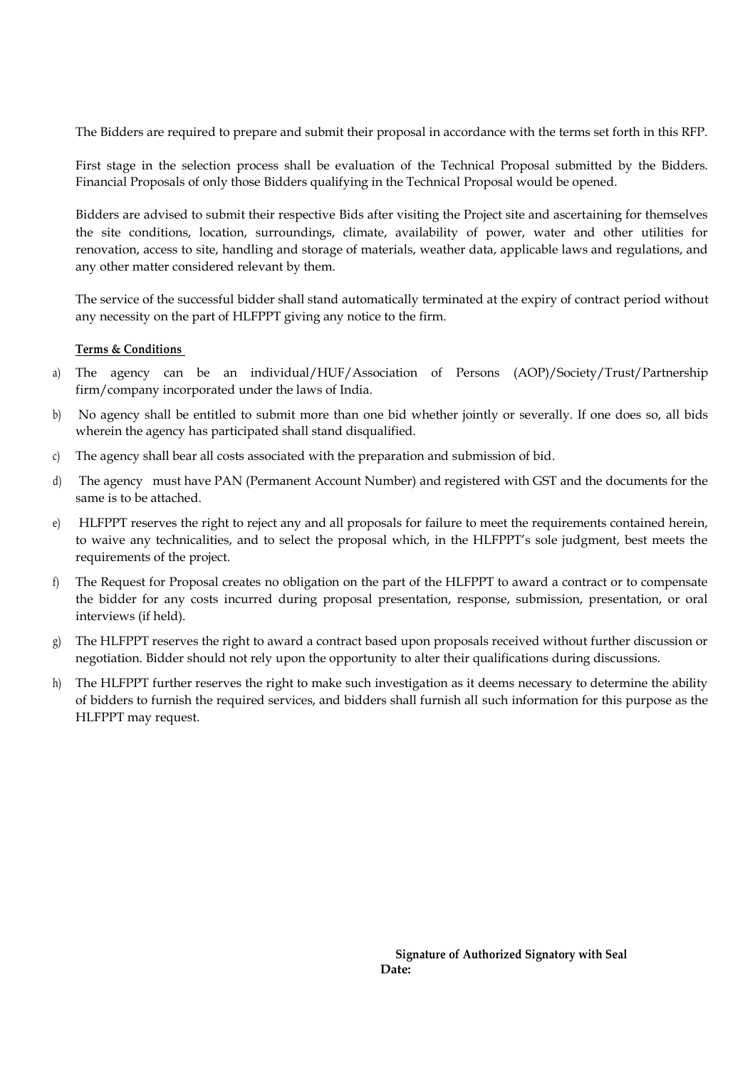The Bidders are required to prepare and submit their proposal in accordance with the terms set forth in this RFP.

First stage in the selection process shall be evaluation of the Technical Proposal submitted by the Bidders. Financial Proposals of only those Bidders qualifying in the Technical Proposal would be opened.

Bidders are advised to submit their respective Bids after visiting the Project site and ascertaining for themselves the site conditions, location, surroundings, climate, availability of power, water and other utilities for renovation, access to site, handling and storage of materials, weather data, applicable laws and regulations, and any other matter considered relevant by them.

The service of the successful bidder shall stand automatically terminated at the expiry of contract period without any necessity on the part of HLFPPT giving any notice to the firm.

**Terms & Conditions**

a) The agency can be an individual/HUF/Association of Persons (AOP)/Society/Trust/Partnership firm/company incorporated under the laws of India.

b) No agency shall be entitled to submit more than one bid whether jointly or severally. If one does so, all bids wherein the agency has participated shall stand disqualified.

c) The agency shall bear all costs associated with the preparation and submission of bid.

d) The agency must have PAN (Permanent Account Number) and registered with GST and the documents for the same is to be attached.

e) HLFPPT reserves the right to reject any and all proposals for failure to meet the requirements contained herein, to waive any technicalities, and to select the proposal which, in the HLFPPT's sole judgment, best meets the requirements of the project.

f) The Request for Proposal creates no obligation on the part of the HLFPPT to award a contract or to compensate the bidder for any costs incurred during proposal presentation, response, submission, presentation, or oral interviews (if held).

g) The HLFPPT reserves the right to award a contract based upon proposals received without further discussion or negotiation. Bidder should not rely upon the opportunity to alter their qualifications during discussions.

h) The HLFPPT further reserves the right to make such investigation as it deems necessary to determine the ability of bidders to furnish the required services, and bidders shall furnish all such information for this purpose as the HLFPPT may request.

**Signature of Authorized Signatory with Seal**

**Date:**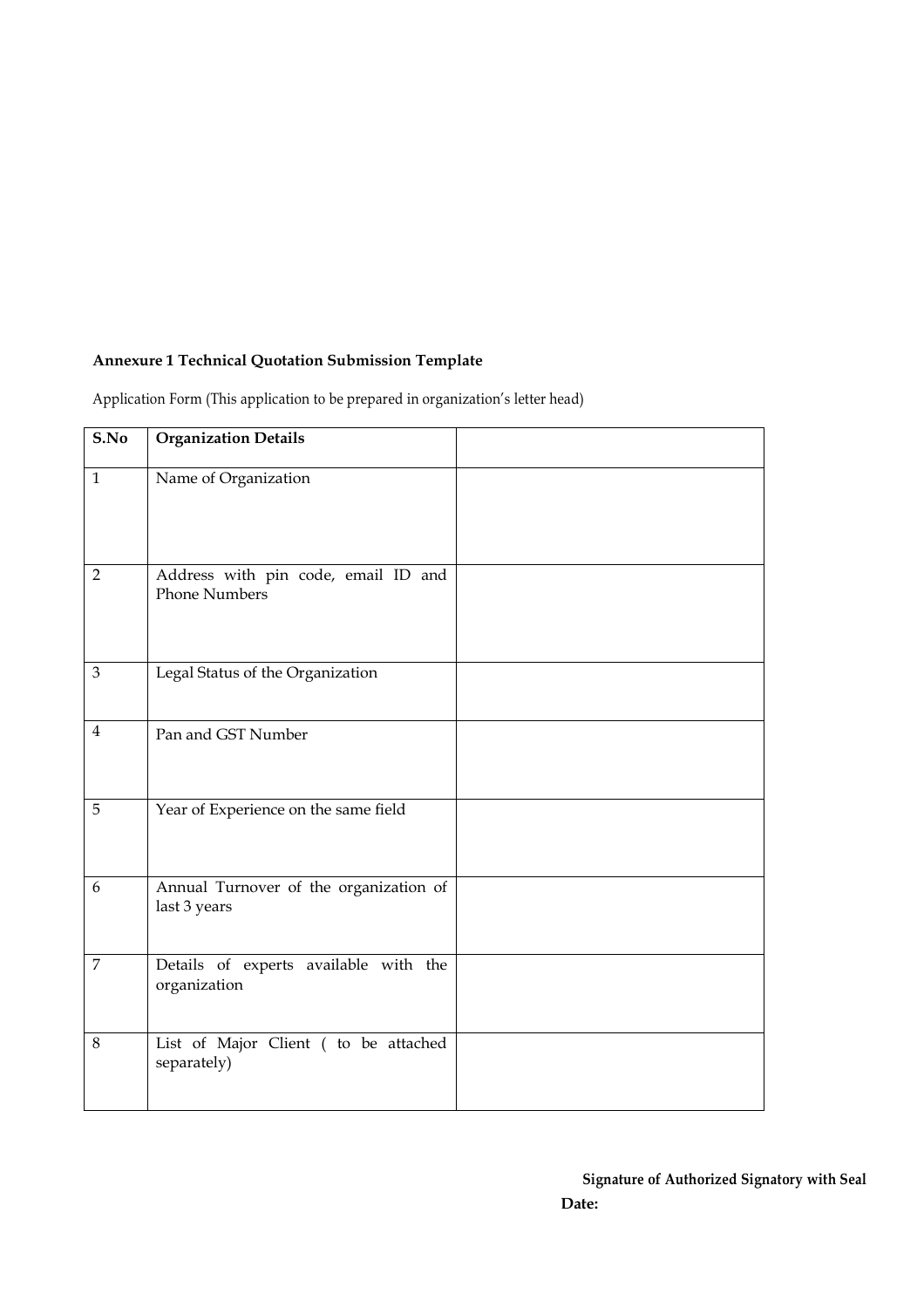**Annexure 1 Technical Quotation Submission Template**

Application Form (This application to be prepared in organization's letter head)

| S.No | Organization Details | |
|---|---|---|
| 1 | Name of Organization | |
| 2 | Address with pin code, email ID and Phone Numbers | |
| 3 | Legal Status of the Organization | |
| 4 | Pan and GST Number | |
| 5 | Year of Experience on the same field | |
| 6 | Annual Turnover of the organization of last 3 years | |
| 7 | Details of experts available with the organization | |
| 8 | List of Major Client ( to be attached separately) | |

**Signature of Authorized Signatory with Seal**

**Date:**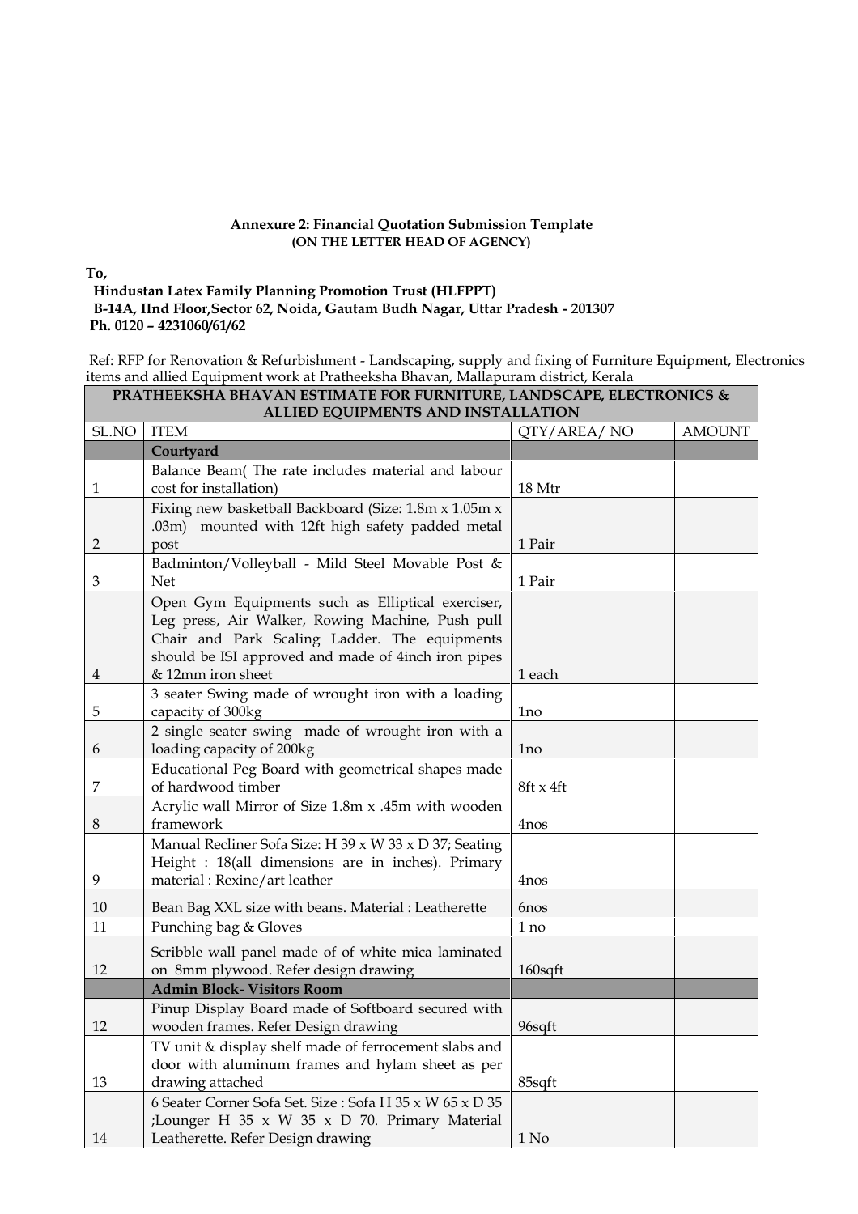**Annexure 2: Financial Quotation Submission Template**
**(ON THE LETTER HEAD OF AGENCY)**

**To,**

**Hindustan Latex Family Planning Promotion Trust (HLFPPT)**
**B-14A, IInd Floor,Sector 62, Noida, Gautam Budh Nagar, Uttar Pradesh - 201307**
**Ph. 0120 – 4231060/61/62**

Ref: RFP for Renovation & Refurbishment - Landscaping, supply and fixing of Furniture Equipment, Electronics items and allied Equipment work at Pratheeksha Bhavan, Mallapuram district, Kerala

| **PRATHEEKSHA BHAVAN ESTIMATE FOR FURNITURE, LANDSCAPE, ELECTRONICS & ALLIED EQUIPMENTS AND INSTALLATION** | | | |
|---|---|---|---|
| SL.NO | ITEM | QTY/AREA/ NO | AMOUNT |
| | **Courtyard** | | |
| 1 | Balance Beam( The rate includes material and labour cost for installation) | 18 Mtr | |
| 2 | Fixing new basketball Backboard (Size: 1.8m x 1.05m x .03m) mounted with 12ft high safety padded metal post | 1 Pair | |
| 3 | Badminton/Volleyball - Mild Steel Movable Post & Net | 1 Pair | |
| 4 | Open Gym Equipments such as Elliptical exerciser, Leg press, Air Walker, Rowing Machine, Push pull Chair and Park Scaling Ladder. The equipments should be ISI approved and made of 4inch iron pipes & 12mm iron sheet | 1 each | |
| 5 | 3 seater Swing made of wrought iron with a loading capacity of 300kg | 1no | |
| 6 | 2 single seater swing made of wrought iron with a loading capacity of 200kg | 1no | |
| 7 | Educational Peg Board with geometrical shapes made of hardwood timber | 8ft x 4ft | |
| 8 | Acrylic wall Mirror of Size 1.8m x .45m with wooden framework | 4nos | |
| 9 | Manual Recliner Sofa Size: H 39 x W 33 x D 37; Seating Height : 18(all dimensions are in inches). Primary material : Rexine/art leather | 4nos | |
| 10 | Bean Bag XXL size with beans. Material : Leatherette | 6nos | |
| 11 | Punching bag & Gloves | 1 no | |
| 12 | Scribble wall panel made of of white mica laminated on 8mm plywood. Refer design drawing | 160sqft | |
| | **Admin Block- Visitors Room** | | |
| 12 | Pinup Display Board made of Softboard secured with wooden frames. Refer Design drawing | 96sqft | |
| 13 | TV unit & display shelf made of ferrocement slabs and door with aluminum frames and hylam sheet as per drawing attached | 85sqft | |
| 14 | 6 Seater Corner Sofa Set. Size : Sofa H 35 x W 65 x D 35 ;Lounger H 35 x W 35 x D 70. Primary Material Leatherette. Refer Design drawing | 1 No | |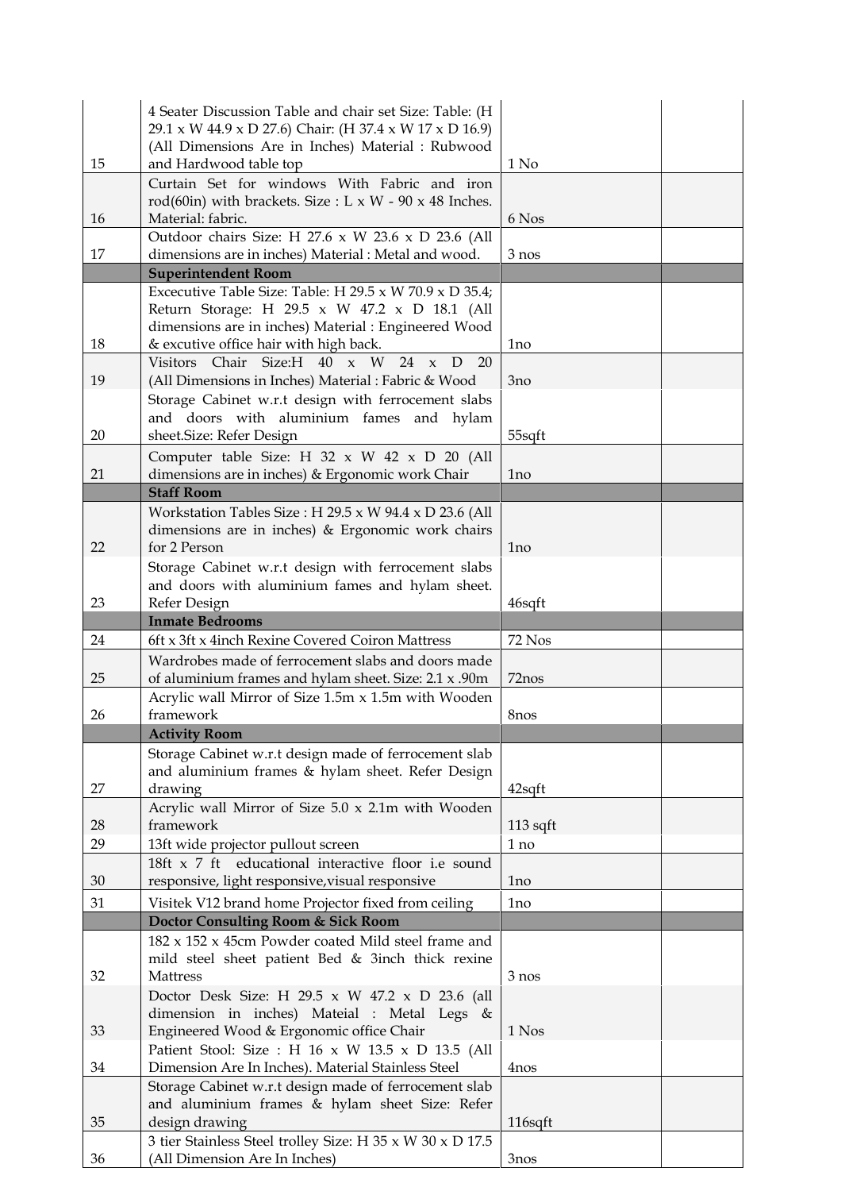| | | | |
|---|---|---|---|
| 15 | 4 Seater Discussion Table and chair set Size: Table: (H 29.1 x W 44.9 x D 27.6) Chair: (H 37.4 x W 17 x D 16.9) (All Dimensions Are in Inches) Material : Rubwood and Hardwood table top | 1 No | |
| 16 | Curtain Set for windows With Fabric and iron rod(60in) with brackets. Size : L x W - 90 x 48 Inches. Material: fabric. | 6 Nos | |
| 17 | Outdoor chairs Size: H 27.6 x W 23.6 x D 23.6 (All dimensions are in inches) Material : Metal and wood. | 3 nos | |
| | **Superintendent Room** | | |
| 18 | Excecutive Table Size: Table: H 29.5 x W 70.9 x D 35.4; Return Storage: H 29.5 x W 47.2 x D 18.1 (All dimensions are in inches) Material : Engineered Wood & excutive office hair with high back. | 1no | |
| 19 | Visitors Chair Size:H 40 x W 24 x D 20 (All Dimensions in Inches) Material : Fabric & Wood | 3no | |
| 20 | Storage Cabinet w.r.t design with ferrocement slabs and doors with aluminium fames and hylam sheet.Size: Refer Design | 55sqft | |
| 21 | Computer table Size: H 32 x W 42 x D 20 (All dimensions are in inches) & Ergonomic work Chair | 1no | |
| | **Staff Room** | | |
| 22 | Workstation Tables Size : H 29.5 x W 94.4 x D 23.6 (All dimensions are in inches) & Ergonomic work chairs for 2 Person | 1no | |
| 23 | Storage Cabinet w.r.t design with ferrocement slabs and doors with aluminium fames and hylam sheet. Refer Design | 46sqft | |
| | **Inmate Bedrooms** | | |
| 24 | 6ft x 3ft x 4inch Rexine Covered Coiron Mattress | 72 Nos | |
| 25 | Wardrobes made of ferrocement slabs and doors made of aluminium frames and hylam sheet. Size: 2.1 x .90m | 72nos | |
| 26 | Acrylic wall Mirror of Size 1.5m x 1.5m with Wooden framework | 8nos | |
| | **Activity Room** | | |
| 27 | Storage Cabinet w.r.t design made of ferrocement slab and aluminium frames & hylam sheet. Refer Design drawing | 42sqft | |
| 28 | Acrylic wall Mirror of Size 5.0 x 2.1m with Wooden framework | 113 sqft | |
| 29 | 13ft wide projector pullout screen | 1 no | |
| 30 | 18ft x 7 ft educational interactive floor i.e sound responsive, light responsive,visual responsive | 1no | |
| 31 | Visitek V12 brand home Projector fixed from ceiling | 1no | |
| | **Doctor Consulting Room & Sick Room** | | |
| 32 | 182 x 152 x 45cm Powder coated Mild steel frame and mild steel sheet patient Bed & 3inch thick rexine Mattress | 3 nos | |
| 33 | Doctor Desk Size: H 29.5 x W 47.2 x D 23.6 (all dimension in inches) Mateial : Metal Legs & Engineered Wood & Ergonomic office Chair | 1 Nos | |
| 34 | Patient Stool: Size : H 16 x W 13.5 x D 13.5 (All Dimension Are In Inches). Material Stainless Steel | 4nos | |
| 35 | Storage Cabinet w.r.t design made of ferrocement slab and aluminium frames & hylam sheet Size: Refer design drawing | 116sqft | |
| 36 | 3 tier Stainless Steel trolley Size: H 35 x W 30 x D 17.5 (All Dimension Are In Inches) | 3nos | |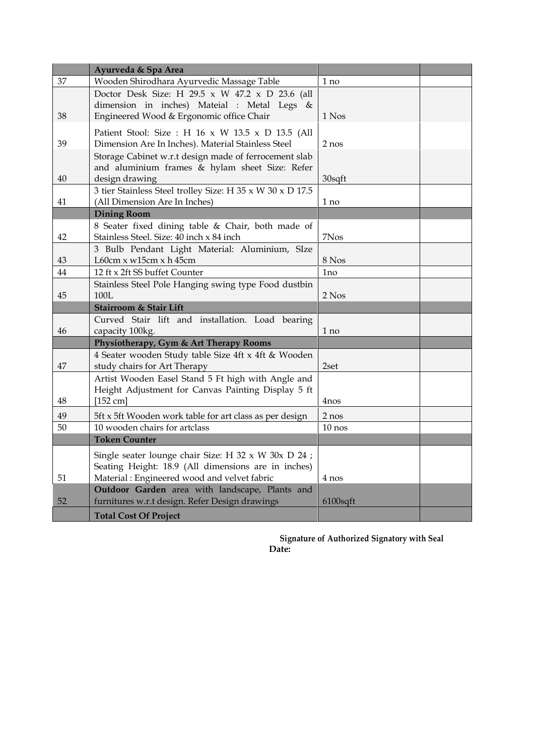| | | | |
|---|---|---|---|
| | **Ayurveda & Spa Area** | | |
| 37 | Wooden Shirodhara Ayurvedic Massage Table | 1 no | |
| 38 | Doctor Desk Size: H 29.5 x W 47.2 x D 23.6 (all dimension in inches) Mateial : Metal Legs & Engineered Wood & Ergonomic office Chair | 1 Nos | |
| 39 | Patient Stool: Size : H 16 x W 13.5 x D 13.5 (All Dimension Are In Inches). Material Stainless Steel | 2 nos | |
| 40 | Storage Cabinet w.r.t design made of ferrocement slab and aluminium frames & hylam sheet Size: Refer design drawing | 30sqft | |
| 41 | 3 tier Stainless Steel trolley Size: H 35 x W 30 x D 17.5 (All Dimension Are In Inches) | 1 no | |
| | **Dining Room** | | |
| 42 | 8 Seater fixed dining table & Chair, both made of Stainless Steel. Size: 40 inch x 84 inch | 7Nos | |
| 43 | 3 Bulb Pendant Light Material: Aluminium, SIze L60cm x w15cm x h 45cm | 8 Nos | |
| 44 | 12 ft x 2ft SS buffet Counter | 1no | |
| 45 | Stainless Steel Pole Hanging swing type Food dustbin 100L | 2 Nos | |
| | **Stairroom & Stair Lift** | | |
| 46 | Curved Stair lift and installation. Load bearing capacity 100kg. | 1 no | |
| | **Physiotherapy, Gym & Art Therapy Rooms** | | |
| 47 | 4 Seater wooden Study table Size 4ft x 4ft & Wooden study chairs for Art Therapy | 2set | |
| 48 | Artist Wooden Easel Stand 5 Ft high with Angle and Height Adjustment for Canvas Painting Display 5 ft [152 cm] | 4nos | |
| 49 | 5ft x 5ft Wooden work table for art class as per design | 2 nos | |
| 50 | 10 wooden chairs for artclass | 10 nos | |
| | **Token Counter** | | |
| 51 | Single seater lounge chair Size: H 32 x W 30x D 24 ; Seating Height: 18.9 (All dimensions are in inches) Material : Engineered wood and velvet fabric | 4 nos | |
| 52 | **Outdoor Garden** area with landscape, Plants and furnitures w.r.t design. Refer Design drawings | 6100sqft | |
| | **Total Cost Of Project** | | |

**Signature of Authorized Signatory with Seal**

**Date:**